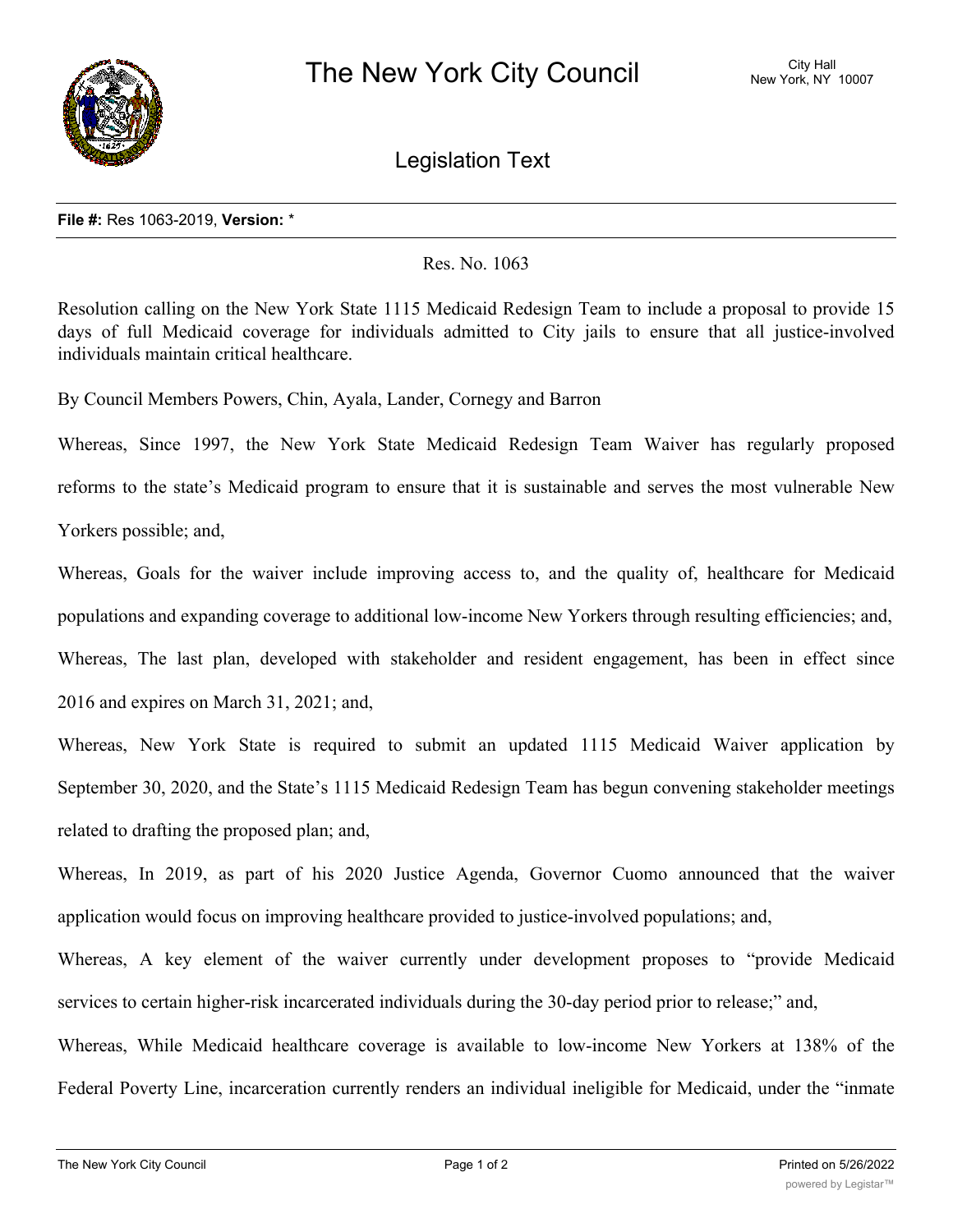# The New York City Council

City Hall
New York, NY 10007

## Legislation Text

**File #:** Res 1063-2019, **Version:** *

Res. No. 1063

Resolution calling on the New York State 1115 Medicaid Redesign Team to include a proposal to provide 15 days of full Medicaid coverage for individuals admitted to City jails to ensure that all justice-involved individuals maintain critical healthcare.

By Council Members Powers, Chin, Ayala, Lander, Cornegy and Barron

Whereas, Since 1997, the New York State Medicaid Redesign Team Waiver has regularly proposed reforms to the state's Medicaid program to ensure that it is sustainable and serves the most vulnerable New Yorkers possible; and,

Whereas, Goals for the waiver include improving access to, and the quality of, healthcare for Medicaid populations and expanding coverage to additional low-income New Yorkers through resulting efficiencies; and,

Whereas, The last plan, developed with stakeholder and resident engagement, has been in effect since 2016 and expires on March 31, 2021; and,

Whereas, New York State is required to submit an updated 1115 Medicaid Waiver application by September 30, 2020, and the State's 1115 Medicaid Redesign Team has begun convening stakeholder meetings related to drafting the proposed plan; and,

Whereas, In 2019, as part of his 2020 Justice Agenda, Governor Cuomo announced that the waiver application would focus on improving healthcare provided to justice-involved populations; and,

Whereas, A key element of the waiver currently under development proposes to "provide Medicaid services to certain higher-risk incarcerated individuals during the 30-day period prior to release;" and,

Whereas, While Medicaid healthcare coverage is available to low-income New Yorkers at 138% of the Federal Poverty Line, incarceration currently renders an individual ineligible for Medicaid, under the "inmate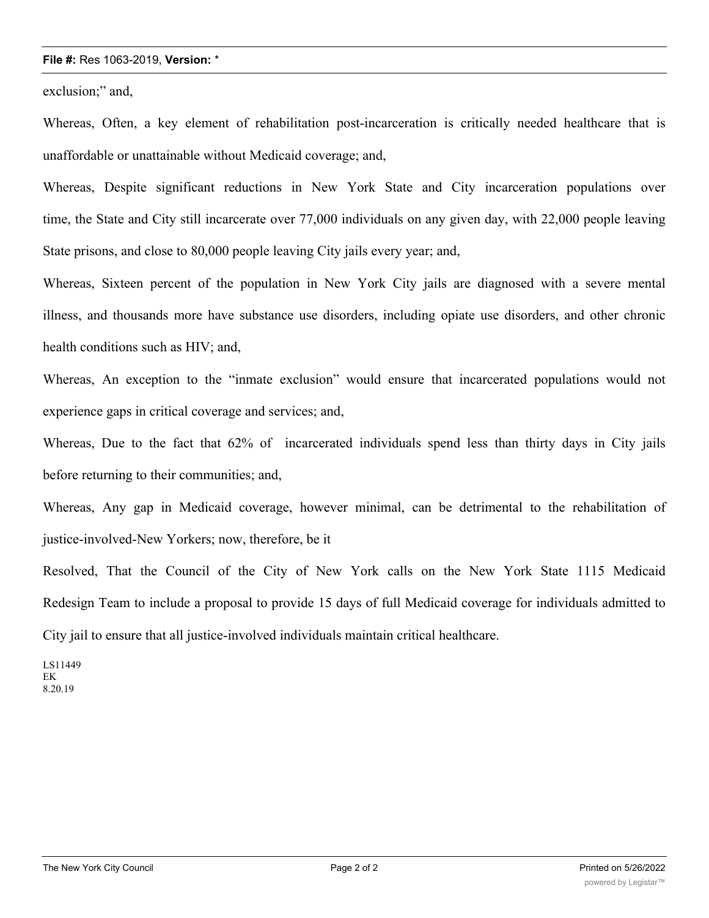exclusion;" and,

Whereas, Often, a key element of rehabilitation post-incarceration is critically needed healthcare that is unaffordable or unattainable without Medicaid coverage; and,

Whereas, Despite significant reductions in New York State and City incarceration populations over time, the State and City still incarcerate over 77,000 individuals on any given day, with 22,000 people leaving State prisons, and close to 80,000 people leaving City jails every year; and,

Whereas, Sixteen percent of the population in New York City jails are diagnosed with a severe mental illness, and thousands more have substance use disorders, including opiate use disorders, and other chronic health conditions such as HIV; and,

Whereas, An exception to the "inmate exclusion" would ensure that incarcerated populations would not experience gaps in critical coverage and services; and,

Whereas, Due to the fact that 62% of incarcerated individuals spend less than thirty days in City jails before returning to their communities; and,

Whereas, Any gap in Medicaid coverage, however minimal, can be detrimental to the rehabilitation of justice-involved-New Yorkers; now, therefore, be it

Resolved, That the Council of the City of New York calls on the New York State 1115 Medicaid Redesign Team to include a proposal to provide 15 days of full Medicaid coverage for individuals admitted to City jail to ensure that all justice-involved individuals maintain critical healthcare.

LS11449
EK
8.20.19